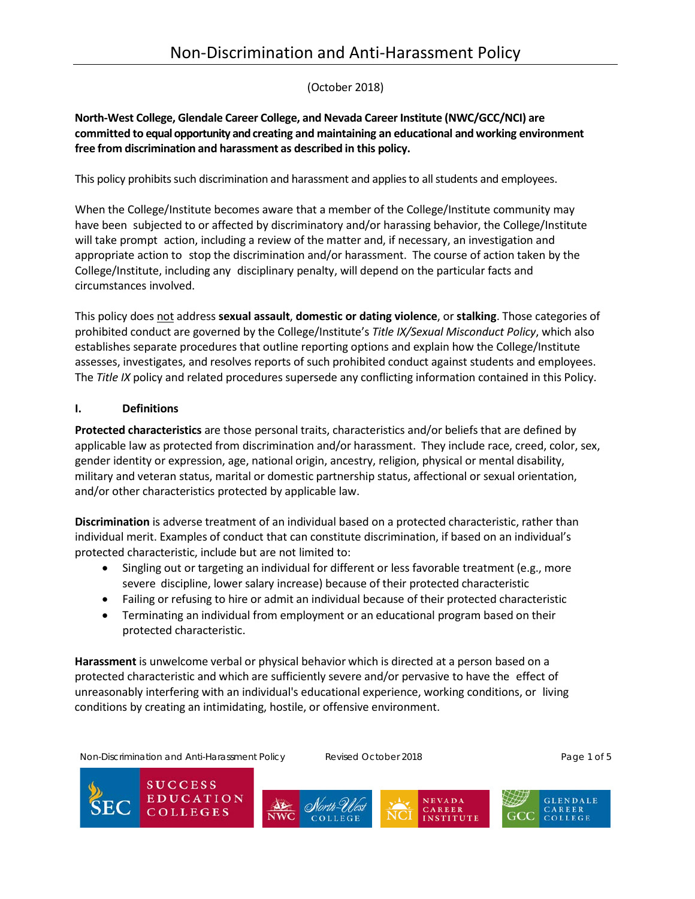# Non-Discrimination and Anti-Harassment Policy

(October 2018)

**North-West College, Glendale Career College, and Nevada Career Institute (NWC/GCC/NCI) are committed to equal opportunity and creating and maintaining an educational and working environment free from discrimination and harassment as described in this policy.**

This policy prohibits such discrimination and harassment and applies to all students and employees.

When the College/Institute becomes aware that a member of the College/Institute community may have been subjected to or affected by discriminatory and/or harassing behavior, the College/Institute will take prompt action, including a review of the matter and, if necessary, an investigation and appropriate action to stop the discrimination and/or harassment. The course of action taken by the College/Institute, including any disciplinary penalty, will depend on the particular facts and circumstances involved.

This policy does not address **sexual assault**, **domestic or dating violence**, or **stalking**. Those categories of prohibited conduct are governed by the College/Institute's *Title IX/Sexual Misconduct Policy*, which also establishes separate procedures that outline reporting options and explain how the College/Institute assesses, investigates, and resolves reports of such prohibited conduct against students and employees. The *Title IX* policy and related procedures supersede any conflicting information contained in this Policy.

## I. Definitions

**Protected characteristics** are those personal traits, characteristics and/or beliefs that are defined by applicable law as protected from discrimination and/or harassment. They include race, creed, color, sex, gender identity or expression, age, national origin, ancestry, religion, physical or mental disability, military and veteran status, marital or domestic partnership status, affectional or sexual orientation, and/or other characteristics protected by applicable law.

**Discrimination** is adverse treatment of an individual based on a protected characteristic, rather than individual merit. Examples of conduct that can constitute discrimination, if based on an individual's protected characteristic, include but are not limited to:

- Singling out or targeting an individual for different or less favorable treatment (e.g., more severe discipline, lower salary increase) because of their protected characteristic
- Failing or refusing to hire or admit an individual because of their protected characteristic
- Terminating an individual from employment or an educational program based on their protected characteristic.

**Harassment** is unwelcome verbal or physical behavior which is directed at a person based on a protected characteristic and which are sufficiently severe and/or pervasive to have the effect of unreasonably interfering with an individual's educational experience, working conditions, or living conditions by creating an intimidating, hostile, or offensive environment.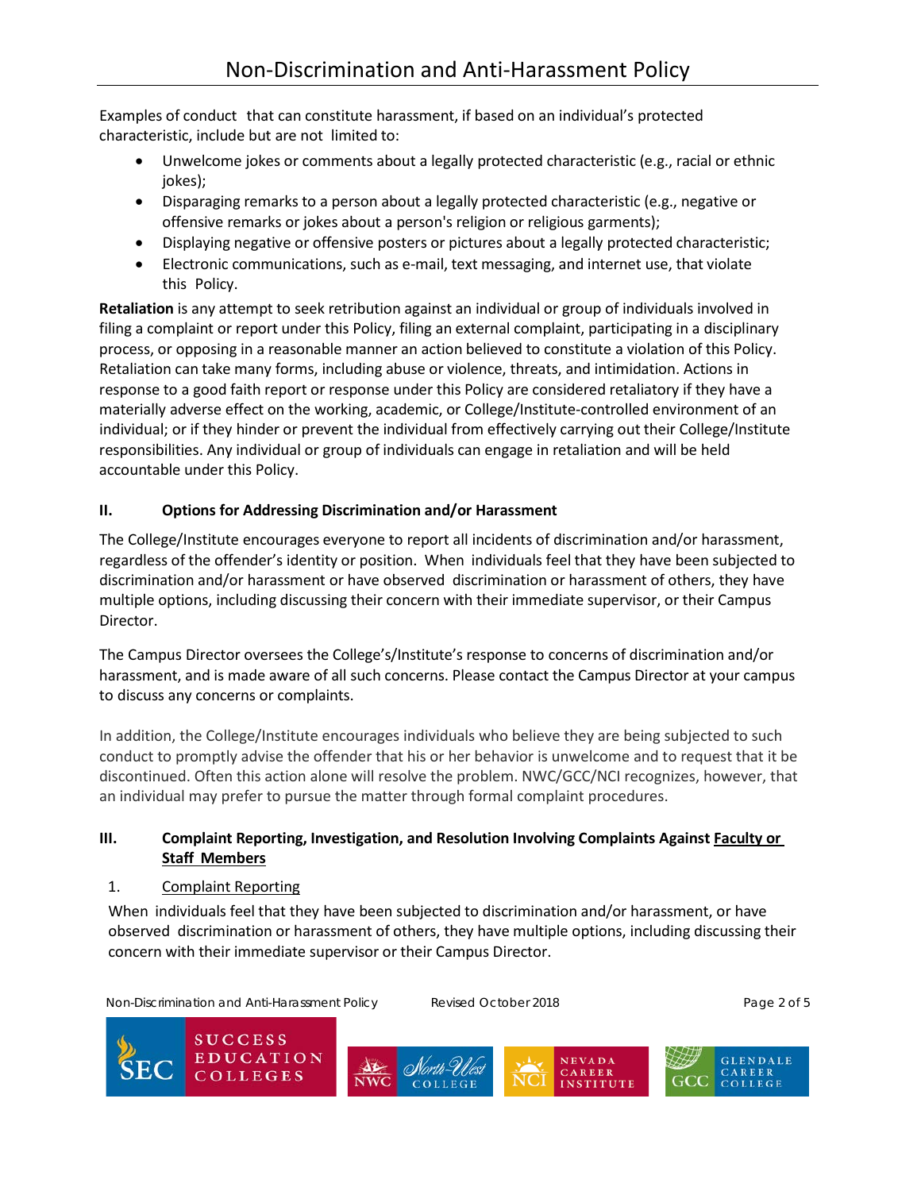Examples of conduct that can constitute harassment, if based on an individual's protected characteristic, include but are not limited to:

- Unwelcome jokes or comments about a legally protected characteristic (e.g., racial or ethnic jokes);
- Disparaging remarks to a person about a legally protected characteristic (e.g., negative or offensive remarks or jokes about a person's religion or religious garments);
- Displaying negative or offensive posters or pictures about a legally protected characteristic;
- Electronic communications, such as e-mail, text messaging, and internet use, that violate this Policy.

**Retaliation** is any attempt to seek retribution against an individual or group of individuals involved in filing a complaint or report under this Policy, filing an external complaint, participating in a disciplinary process, or opposing in a reasonable manner an action believed to constitute a violation of this Policy. Retaliation can take many forms, including abuse or violence, threats, and intimidation. Actions in response to a good faith report or response under this Policy are considered retaliatory if they have a materially adverse effect on the working, academic, or College/Institute-controlled environment of an individual; or if they hinder or prevent the individual from effectively carrying out their College/Institute responsibilities. Any individual or group of individuals can engage in retaliation and will be held accountable under this Policy.

## II. Options for Addressing Discrimination and/or Harassment

The College/Institute encourages everyone to report all incidents of discrimination and/or harassment, regardless of the offender's identity or position. When individuals feel that they have been subjected to discrimination and/or harassment or have observed discrimination or harassment of others, they have multiple options, including discussing their concern with their immediate supervisor, or their Campus Director.

The Campus Director oversees the College's/Institute's response to concerns of discrimination and/or harassment, and is made aware of all such concerns. Please contact the Campus Director at your campus to discuss any concerns or complaints.

In addition, the College/Institute encourages individuals who believe they are being subjected to such conduct to promptly advise the offender that his or her behavior is unwelcome and to request that it be discontinued. Often this action alone will resolve the problem. NWC/GCC/NCI recognizes, however, that an individual may prefer to pursue the matter through formal complaint procedures.

## III. Complaint Reporting, Investigation, and Resolution Involving Complaints Against Faculty or Staff Members

1. Complaint Reporting

When individuals feel that they have been subjected to discrimination and/or harassment, or have observed discrimination or harassment of others, they have multiple options, including discussing their concern with their immediate supervisor or their Campus Director.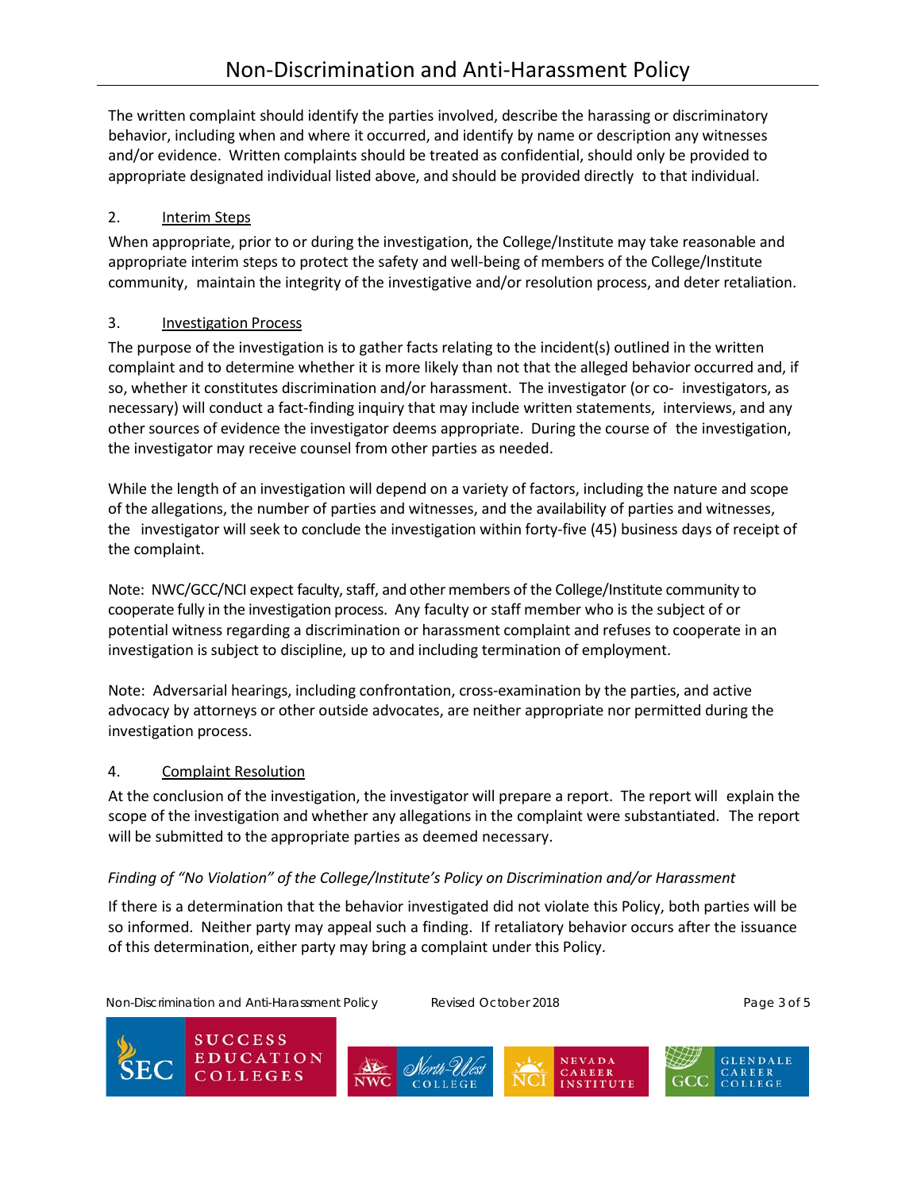The written complaint should identify the parties involved, describe the harassing or discriminatory behavior, including when and where it occurred, and identify by name or description any witnesses and/or evidence. Written complaints should be treated as confidential, should only be provided to appropriate designated individual listed above, and should be provided directly to that individual.

2. Interim Steps

When appropriate, prior to or during the investigation, the College/Institute may take reasonable and appropriate interim steps to protect the safety and well-being of members of the College/Institute community, maintain the integrity of the investigative and/or resolution process, and deter retaliation.

3. Investigation Process

The purpose of the investigation is to gather facts relating to the incident(s) outlined in the written complaint and to determine whether it is more likely than not that the alleged behavior occurred and, if so, whether it constitutes discrimination and/or harassment. The investigator (or co- investigators, as necessary) will conduct a fact-finding inquiry that may include written statements, interviews, and any other sources of evidence the investigator deems appropriate. During the course of the investigation, the investigator may receive counsel from other parties as needed.

While the length of an investigation will depend on a variety of factors, including the nature and scope of the allegations, the number of parties and witnesses, and the availability of parties and witnesses, the investigator will seek to conclude the investigation within forty-five (45) business days of receipt of the complaint.

Note: NWC/GCC/NCI expect faculty, staff, and other members of the College/Institute community to cooperate fully in the investigation process. Any faculty or staff member who is the subject of or potential witness regarding a discrimination or harassment complaint and refuses to cooperate in an investigation is subject to discipline, up to and including termination of employment.

Note: Adversarial hearings, including confrontation, cross-examination by the parties, and active advocacy by attorneys or other outside advocates, are neither appropriate nor permitted during the investigation process.

4. Complaint Resolution

At the conclusion of the investigation, the investigator will prepare a report. The report will explain the scope of the investigation and whether any allegations in the complaint were substantiated. The report will be submitted to the appropriate parties as deemed necessary.

*Finding of "No Violation" of the College/Institute's Policy on Discrimination and/or Harassment*

If there is a determination that the behavior investigated did not violate this Policy, both parties will be so informed. Neither party may appeal such a finding. If retaliatory behavior occurs after the issuance of this determination, either party may bring a complaint under this Policy.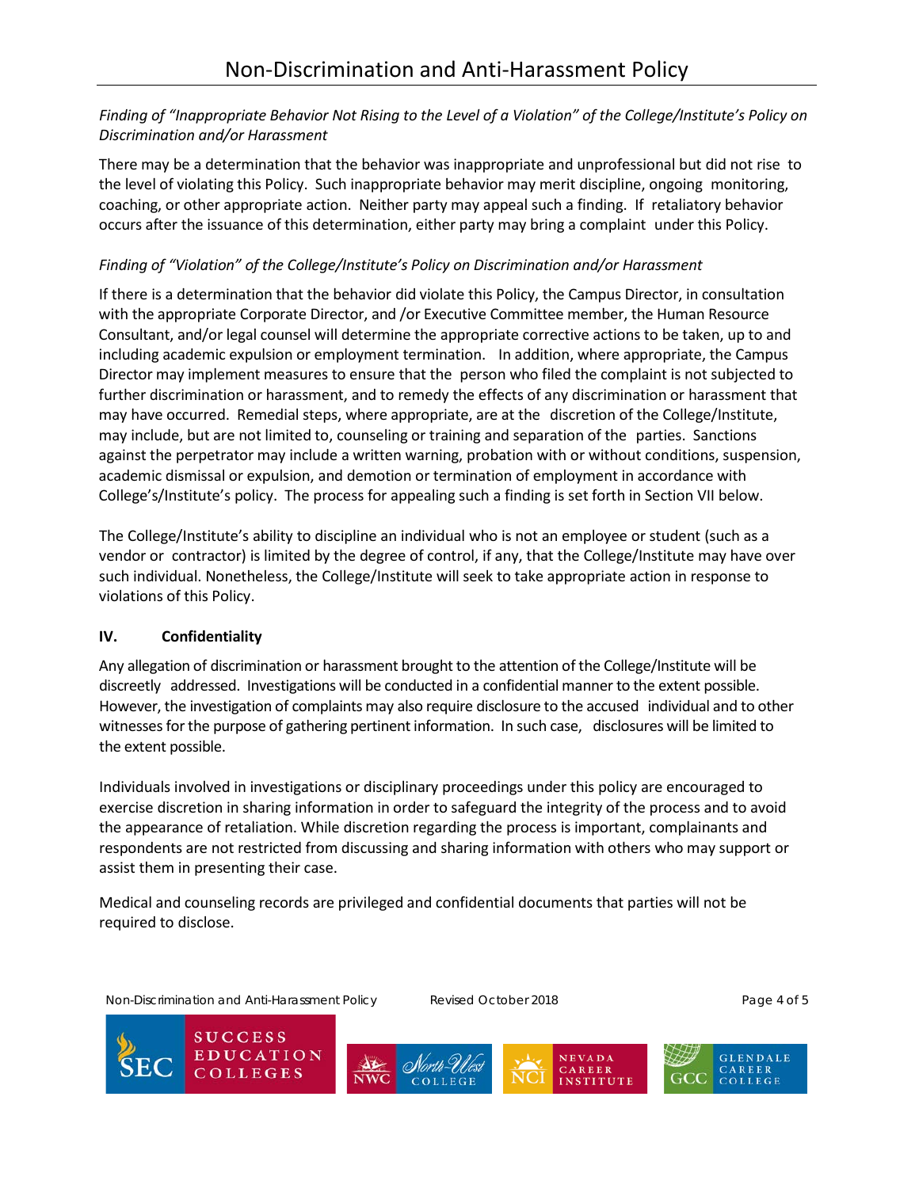*Finding of "Inappropriate Behavior Not Rising to the Level of a Violation" of the College/Institute's Policy on Discrimination and/or Harassment*

There may be a determination that the behavior was inappropriate and unprofessional but did not rise to the level of violating this Policy. Such inappropriate behavior may merit discipline, ongoing monitoring, coaching, or other appropriate action. Neither party may appeal such a finding. If retaliatory behavior occurs after the issuance of this determination, either party may bring a complaint under this Policy.

*Finding of "Violation" of the College/Institute's Policy on Discrimination and/or Harassment*

If there is a determination that the behavior did violate this Policy, the Campus Director, in consultation with the appropriate Corporate Director, and /or Executive Committee member, the Human Resource Consultant, and/or legal counsel will determine the appropriate corrective actions to be taken, up to and including academic expulsion or employment termination. In addition, where appropriate, the Campus Director may implement measures to ensure that the person who filed the complaint is not subjected to further discrimination or harassment, and to remedy the effects of any discrimination or harassment that may have occurred. Remedial steps, where appropriate, are at the discretion of the College/Institute, may include, but are not limited to, counseling or training and separation of the parties. Sanctions against the perpetrator may include a written warning, probation with or without conditions, suspension, academic dismissal or expulsion, and demotion or termination of employment in accordance with College's/Institute's policy. The process for appealing such a finding is set forth in Section VII below.

The College/Institute's ability to discipline an individual who is not an employee or student (such as a vendor or contractor) is limited by the degree of control, if any, that the College/Institute may have over such individual. Nonetheless, the College/Institute will seek to take appropriate action in response to violations of this Policy.

## IV. Confidentiality

Any allegation of discrimination or harassment brought to the attention of the College/Institute will be discreetly addressed. Investigations will be conducted in a confidential manner to the extent possible. However, the investigation of complaints may also require disclosure to the accused individual and to other witnesses for the purpose of gathering pertinent information. In such case, disclosures will be limited to the extent possible.

Individuals involved in investigations or disciplinary proceedings under this policy are encouraged to exercise discretion in sharing information in order to safeguard the integrity of the process and to avoid the appearance of retaliation. While discretion regarding the process is important, complainants and respondents are not restricted from discussing and sharing information with others who may support or assist them in presenting their case.

Medical and counseling records are privileged and confidential documents that parties will not be required to disclose.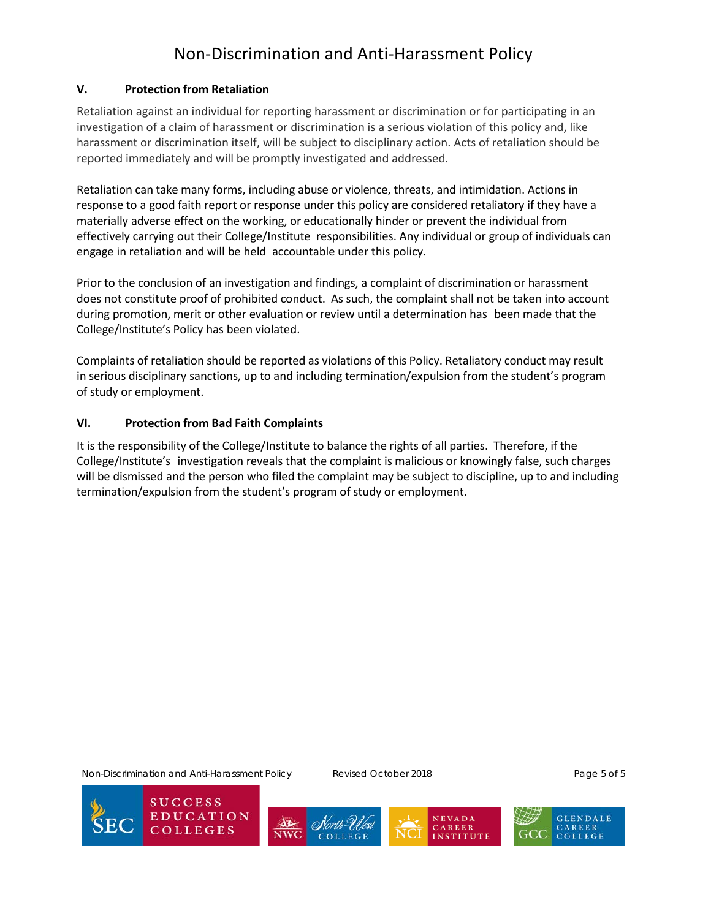### V. Protection from Retaliation

Retaliation against an individual for reporting harassment or discrimination or for participating in an investigation of a claim of harassment or discrimination is a serious violation of this policy and, like harassment or discrimination itself, will be subject to disciplinary action. Acts of retaliation should be reported immediately and will be promptly investigated and addressed.

Retaliation can take many forms, including abuse or violence, threats, and intimidation. Actions in response to a good faith report or response under this policy are considered retaliatory if they have a materially adverse effect on the working, or educationally hinder or prevent the individual from effectively carrying out their College/Institute responsibilities. Any individual or group of individuals can engage in retaliation and will be held accountable under this policy.

Prior to the conclusion of an investigation and findings, a complaint of discrimination or harassment does not constitute proof of prohibited conduct. As such, the complaint shall not be taken into account during promotion, merit or other evaluation or review until a determination has been made that the College/Institute's Policy has been violated.

Complaints of retaliation should be reported as violations of this Policy. Retaliatory conduct may result in serious disciplinary sanctions, up to and including termination/expulsion from the student's program of study or employment.

### VI. Protection from Bad Faith Complaints

It is the responsibility of the College/Institute to balance the rights of all parties. Therefore, if the College/Institute's investigation reveals that the complaint is malicious or knowingly false, such charges will be dismissed and the person who filed the complaint may be subject to discipline, up to and including termination/expulsion from the student's program of study or employment.